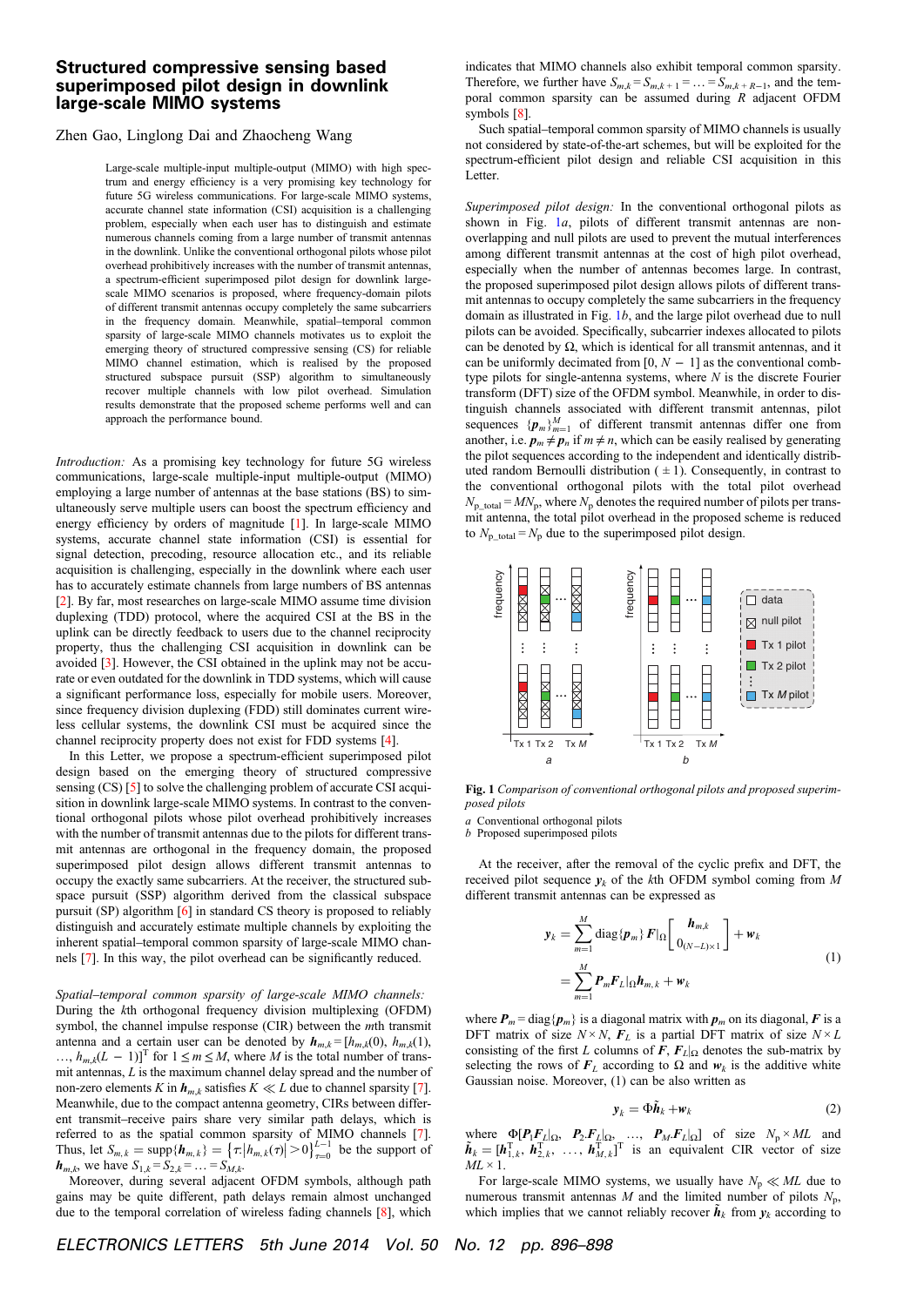# Structured compressive sensing based superimposed pilot design in downlink large-scale MIMO systems

Zhen Gao, Linglong Dai and Zhaocheng Wang

Large-scale multiple-input multiple-output (MIMO) with high spectrum and energy efficiency is a very promising key technology for future 5G wireless communications. For large-scale MIMO systems, accurate channel state information (CSI) acquisition is a challenging problem, especially when each user has to distinguish and estimate numerous channels coming from a large number of transmit antennas in the downlink. Unlike the conventional orthogonal pilots whose pilot overhead prohibitively increases with the number of transmit antennas, a spectrum-efficient superimposed pilot design for downlink large-scale MIMO scenarios is proposed, where frequency-domain pilots of different transmit antennas occupy completely the same subcarriers in the frequency domain. Meanwhile, spatial–temporal common sparsity of large-scale MIMO channels motivates us to exploit the emerging theory of structured compressive sensing (CS) for reliable MIMO channel estimation, which is realised by the proposed structured subspace pursuit (SSP) algorithm to simultaneously recover multiple channels with low pilot overhead. Simulation results demonstrate that the proposed scheme performs well and can approach the performance bound.

*Introduction:* As a promising key technology for future 5G wireless communications, large-scale multiple-input multiple-output (MIMO) employing a large number of antennas at the base stations (BS) to simultaneously serve multiple users can boost the spectrum efficiency and energy efficiency by orders of magnitude [1]. In large-scale MIMO systems, accurate channel state information (CSI) is essential for signal detection, precoding, resource allocation etc., and its reliable acquisition is challenging, especially in the downlink where each user has to accurately estimate channels from large numbers of BS antennas [2]. By far, most researches on large-scale MIMO assume time division duplexing (TDD) protocol, where the acquired CSI at the BS in the uplink can be directly feedback to users due to the channel reciprocity property, thus the challenging CSI acquisition in downlink can be avoided [3]. However, the CSI obtained in the uplink may not be accurate or even outdated for the downlink in TDD systems, which will cause a significant performance loss, especially for mobile users. Moreover, since frequency division duplexing (FDD) still dominates current wireless cellular systems, the downlink CSI must be acquired since the channel reciprocity property does not exist for FDD systems [4].

In this Letter, we propose a spectrum-efficient superimposed pilot design based on the emerging theory of structured compressive sensing (CS) [5] to solve the challenging problem of accurate CSI acquisition in downlink large-scale MIMO systems. In contrast to the conventional orthogonal pilots whose pilot overhead prohibitively increases with the number of transmit antennas due to the pilots for different transmit antennas are orthogonal in the frequency domain, the proposed superimposed pilot design allows different transmit antennas to occupy the exactly same subcarriers. At the receiver, the structured subspace pursuit (SSP) algorithm derived from the classical subspace pursuit (SP) algorithm [6] in standard CS theory is proposed to reliably distinguish and accurately estimate multiple channels by exploiting the inherent spatial–temporal common sparsity of large-scale MIMO channels [7]. In this way, the pilot overhead can be significantly reduced.

*Spatial–temporal common sparsity of large-scale MIMO channels:* During the $k$th orthogonal frequency division multiplexing (OFDM) symbol, the channel impulse response (CIR) between the $m$th transmit antenna and a certain user can be denoted by $\boldsymbol{h}_{m,k} = [h_{m,k}(0), h_{m,k}(1), \ldots, h_{m,k}(L-1)]^{\mathrm{T}}$ for $1 \le m \le M$, where $M$ is the total number of transmit antennas, $L$ is the maximum channel delay spread and the number of non-zero elements $K$ in $\boldsymbol{h}_{m,k}$ satisfies $K \ll L$ due to channel sparsity [7]. Meanwhile, due to the compact antenna geometry, CIRs between different transmit–receive pairs share very similar path delays, which is referred to as the spatial common sparsity of MIMO channels [7]. Thus, let $S_{m,k} = \mathrm{supp}\{\boldsymbol{h}_{m,k}\} = \{\tau : |h_{m,k}(\tau)| > 0\}_{\tau=0}^{L-1}$ be the support of $\boldsymbol{h}_{m,k}$, we have $S_{1,k} = S_{2,k} = \ldots = S_{M,k}$.

Moreover, during several adjacent OFDM symbols, although path gains may be quite different, path delays remain almost unchanged due to the temporal correlation of wireless fading channels [8], which indicates that MIMO channels also exhibit temporal common sparsity. Therefore, we further have $S_{m,k} = S_{m,k+1} = \ldots = S_{m,k+R-1}$, and the temporal common sparsity can be assumed during $R$ adjacent OFDM symbols [8].

Such spatial–temporal common sparsity of MIMO channels is usually not considered by state-of-the-art schemes, but will be exploited for the spectrum-efficient pilot design and reliable CSI acquisition in this Letter.

*Superimposed pilot design:* In the conventional orthogonal pilots as shown in Fig. 1*a*, pilots of different transmit antennas are non-overlapping and null pilots are used to prevent the mutual interferences among different transmit antennas at the cost of high pilot overhead, especially when the number of antennas becomes large. In contrast, the proposed superimposed pilot design allows pilots of different transmit antennas to occupy completely the same subcarriers in the frequency domain as illustrated in Fig. 1*b*, and the large pilot overhead due to null pilots can be avoided. Specifically, subcarrier indexes allocated to pilots can be denoted by $\Omega$, which is identical for all transmit antennas, and it can be uniformly decimated from $[0, N-1]$ as the conventional comb-type pilots for single-antenna systems, where $N$ is the discrete Fourier transform (DFT) size of the OFDM symbol. Meanwhile, in order to distinguish channels associated with different transmit antennas, pilot sequences $\{\boldsymbol{p}_m\}_{m=1}^{M}$ of different transmit antennas differ one from another, i.e. $\boldsymbol{p}_m \ne \boldsymbol{p}_n$ if $m \ne n$, which can be easily realised by generating the pilot sequences according to the independent and identically distributed random Bernoulli distribution ($\pm 1$). Consequently, in contrast to the conventional orthogonal pilots with the total pilot overhead $N_{\mathrm{p\_total}} = MN_{\mathrm{p}}$, where $N_{\mathrm{p}}$ denotes the required number of pilots per transmit antenna, the total pilot overhead in the proposed scheme is reduced to $N_{\mathrm{p\_total}} = N_{\mathrm{p}}$ due to the superimposed pilot design.

**Fig. 1** *Comparison of conventional orthogonal pilots and proposed superimposed pilots*

*a* Conventional orthogonal pilots
*b* Proposed superimposed pilots

At the receiver, after the removal of the cyclic prefix and DFT, the received pilot sequence $\boldsymbol{y}_k$ of the $k$th OFDM symbol coming from $M$ different transmit antennas can be expressed as

$$\begin{aligned}\boldsymbol{y}_k &= \sum_{m=1}^{M} \mathrm{diag}\{\boldsymbol{p}_m\}\, \boldsymbol{F}|_{\Omega} \begin{bmatrix} \boldsymbol{h}_{m,k} \\ \boldsymbol{0}_{(N-L)\times 1} \end{bmatrix} + \boldsymbol{w}_k \\ &= \sum_{m=1}^{M} \boldsymbol{P}_m \boldsymbol{F}_L|_{\Omega} \boldsymbol{h}_{m,k} + \boldsymbol{w}_k \end{aligned} \tag{1}$$

where $\boldsymbol{P}_m = \mathrm{diag}\{\boldsymbol{p}_m\}$ is a diagonal matrix with $\boldsymbol{p}_m$ on its diagonal, $\boldsymbol{F}$ is a DFT matrix of size $N \times N$, $\boldsymbol{F}_L$ is a partial DFT matrix of size $N \times L$ consisting of the first $L$ columns of $\boldsymbol{F}$, $\boldsymbol{F}_L|_{\Omega}$ denotes the sub-matrix by selecting the rows of $\boldsymbol{F}_L$ according to $\Omega$ and $\boldsymbol{w}_k$ is the additive white Gaussian noise. Moreover, (1) can be also written as

$$\boldsymbol{y}_k = \Phi \tilde{\boldsymbol{h}}_k + \boldsymbol{w}_k \tag{2}$$

where $\Phi[\boldsymbol{P}_1 \boldsymbol{F}_L|_{\Omega},\ \boldsymbol{P}_2 \boldsymbol{F}_L|_{\Omega},\ \ldots,\ \boldsymbol{P}_M \boldsymbol{F}_L|_{\Omega}]$ of size $N_{\mathrm{p}} \times ML$ and $\tilde{\boldsymbol{h}}_k = [\boldsymbol{h}_{1,k}^{\mathrm{T}}, \boldsymbol{h}_{2,k}^{\mathrm{T}}, \ldots, \boldsymbol{h}_{M,k}^{\mathrm{T}}]^{\mathrm{T}}$ is an equivalent CIR vector of size $ML \times 1$.

For large-scale MIMO systems, we usually have $N_{\mathrm{p}} \ll ML$ due to numerous transmit antennas $M$ and the limited number of pilots $N_{\mathrm{p}}$, which implies that we cannot reliably recover $\tilde{\boldsymbol{h}}_k$ from $\boldsymbol{y}_k$ according to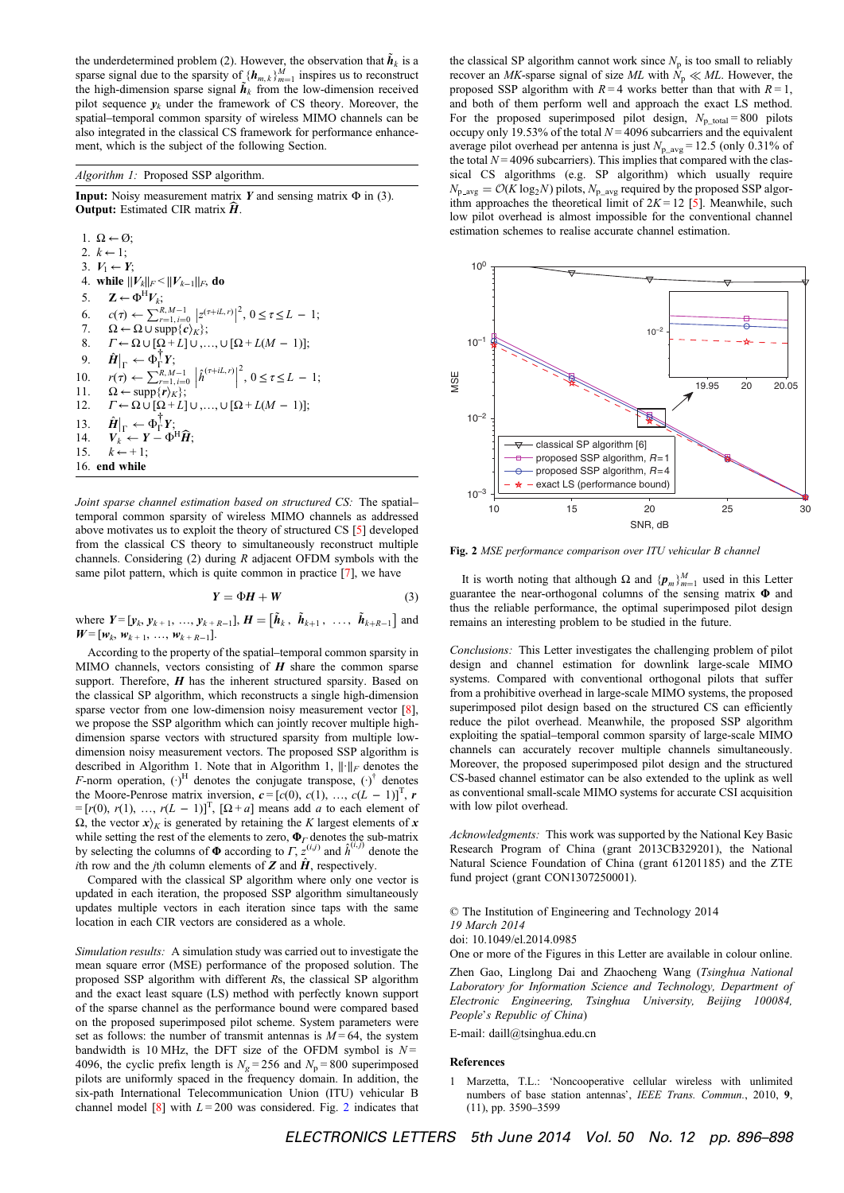the underdetermined problem (2). However, the observation that $\tilde{\boldsymbol{h}}_k$ is a sparse signal due to the sparsity of $\{\boldsymbol{h}_{m,k}\}_{m=1}^{M}$ inspires us to reconstruct the high-dimension sparse signal $\tilde{\boldsymbol{h}}_k$ from the low-dimension received pilot sequence $\boldsymbol{y}_k$ under the framework of CS theory. Moreover, the spatial–temporal common sparsity of wireless MIMO channels can be also integrated in the classical CS framework for performance enhancement, which is the subject of the following Section.

*Algorithm 1:* Proposed SSP algorithm.

**Input:** Noisy measurement matrix $\boldsymbol{Y}$ and sensing matrix $\Phi$ in (3).
**Output:** Estimated CIR matrix $\hat{\boldsymbol{H}}$.

1. $\Omega \leftarrow \varnothing$;
2. $k \leftarrow 1$;
3. $\boldsymbol{V}_1 \leftarrow \boldsymbol{Y}$;
4. **while** $\|\boldsymbol{V}_k\|_F < \|\boldsymbol{V}_{k-1}\|_F$, **do**
5. $\quad \boldsymbol{Z} \leftarrow \Phi^{\mathrm{H}}\boldsymbol{V}_k$;
6. $\quad c(\tau) \leftarrow \sum_{r=1,i=0}^{R,M-1} \left|z^{(\tau+iL,r)}\right|^2,\ 0 \le \tau \le L-1$;
7. $\quad \Omega \leftarrow \Omega \cup \mathrm{supp}\{\boldsymbol{c}\rangle_K\}$;
8. $\quad \Gamma \leftarrow \Omega \cup [\Omega + L] \cup, \ldots, \cup [\Omega + L(M-1)]$;
9. $\quad \hat{\boldsymbol{H}}\big|_\Gamma \leftarrow \Phi_\Gamma^{\dagger}\boldsymbol{Y}$;
10. $\quad r(\tau) \leftarrow \sum_{r=1,i=0}^{R,M-1} \left|\hat{h}^{(\tau+iL,r)}\right|^2,\ 0 \le \tau \le L-1$;
11. $\quad \Omega \leftarrow \mathrm{supp}\{\boldsymbol{r}\rangle_K\}$;
12. $\quad \Gamma \leftarrow \Omega \cup [\Omega + L] \cup, \ldots, \cup [\Omega + L(M-1)]$;
13. $\quad \hat{\boldsymbol{H}}\big|_\Gamma \leftarrow \Phi_\Gamma^{\dagger}\boldsymbol{Y}$;
14. $\quad \boldsymbol{V}_k \leftarrow \boldsymbol{Y} - \Phi^{\mathrm{H}}\hat{\boldsymbol{H}}$;
15. $\quad k \leftarrow +1$;
16. **end while**

*Joint sparse channel estimation based on structured CS:* The spatial–temporal common sparsity of wireless MIMO channels as addressed above motivates us to exploit the theory of structured CS [5] developed from the classical CS theory to simultaneously reconstruct multiple channels. Considering (2) during $R$ adjacent OFDM symbols with the same pilot pattern, which is quite common in practice [7], we have

$$\boldsymbol{Y} = \Phi\boldsymbol{H} + \boldsymbol{W} \tag{3}$$

where $\boldsymbol{Y} = [\boldsymbol{y}_k, \boldsymbol{y}_{k+1}, \ldots, \boldsymbol{y}_{k+R-1}]$, $\boldsymbol{H} = [\tilde{\boldsymbol{h}}_k, \tilde{\boldsymbol{h}}_{k+1}, \ldots, \tilde{\boldsymbol{h}}_{k+R-1}]$ and $\boldsymbol{W} = [\boldsymbol{w}_k, \boldsymbol{w}_{k+1}, \ldots, \boldsymbol{w}_{k+R-1}]$.

According to the property of the spatial–temporal common sparsity in MIMO channels, vectors consisting of $\boldsymbol{H}$ share the common sparse support. Therefore, $\boldsymbol{H}$ has the inherent structured sparsity. Based on the classical SP algorithm, which reconstructs a single high-dimension sparse vector from one low-dimension noisy measurement vector [8], we propose the SSP algorithm which can jointly recover multiple high-dimension sparse vectors with structured sparsity from multiple low-dimension noisy measurement vectors. The proposed SSP algorithm is described in Algorithm 1. Note that in Algorithm 1, $\|\cdot\|_F$ denotes the $F$-norm operation, $(\cdot)^{\mathrm{H}}$ denotes the conjugate transpose, $(\cdot)^{\dagger}$ denotes the Moore-Penrose matrix inversion, $\boldsymbol{c} = [c(0), c(1), \ldots, c(L-1)]^{\mathrm{T}}$, $\boldsymbol{r} = [r(0), r(1), \ldots, r(L-1)]^{\mathrm{T}}$, $[\Omega + a]$ means add $a$ to each element of $\Omega$, the vector $\boldsymbol{x}\rangle_K$ is generated by retaining the $K$ largest elements of $\boldsymbol{x}$ while setting the rest of the elements to zero, $\boldsymbol{\Phi}_\Gamma$ denotes the sub-matrix by selecting the columns of $\boldsymbol{\Phi}$ according to $\Gamma$, $z^{(i,j)}$ and $\hat{h}^{(i,j)}$ denote the $i$th row and the $j$th column elements of $\boldsymbol{Z}$ and $\hat{\boldsymbol{H}}$, respectively.

Compared with the classical SP algorithm where only one vector is updated in each iteration, the proposed SSP algorithm simultaneously updates multiple vectors in each iteration since taps with the same location in each CIR vectors are considered as a whole.

*Simulation results:* A simulation study was carried out to investigate the mean square error (MSE) performance of the proposed solution. The proposed SSP algorithm with different $R$s, the classical SP algorithm and the exact least square (LS) method with perfectly known support of the sparse channel as the performance bound were compared based on the proposed superimposed pilot scheme. System parameters were set as follows: the number of transmit antennas is $M = 64$, the system bandwidth is 10 MHz, the DFT size of the OFDM symbol is $N = 4096$, the cyclic prefix length is $N_g = 256$ and $N_p = 800$ superimposed pilots are uniformly spaced in the frequency domain. In addition, the six-path International Telecommunication Union (ITU) vehicular B channel model [8] with $L = 200$ was considered. Fig. 2 indicates that the classical SP algorithm cannot work since $N_p$ is too small to reliably recover an $MK$-sparse signal of size $ML$ with $N_p \ll ML$. However, the proposed SSP algorithm with $R = 4$ works better than that with $R = 1$, and both of them perform well and approach the exact LS method. For the proposed superimposed pilot design, $N_{\mathrm{p\_total}} = 800$ pilots occupy only 19.53% of the total $N = 4096$ subcarriers and the equivalent average pilot overhead per antenna is just $N_{\mathrm{p\_avg}} = 12.5$ (only 0.31% of the total $N = 4096$ subcarriers). This implies that compared with the classical CS algorithms (e.g. SP algorithm) which usually require $N_{\mathrm{p\_avg}} = \mathcal{O}(K \log_2 N)$ pilots, $N_{\mathrm{p\_avg}}$ required by the proposed SSP algorithm approaches the theoretical limit of $2K = 12$ [5]. Meanwhile, such low pilot overhead is almost impossible for the conventional channel estimation schemes to realise accurate channel estimation.

**Fig. 2** *MSE performance comparison over ITU vehicular B channel*

It is worth noting that although $\Omega$ and $\{\boldsymbol{p}_m\}_{m=1}^{M}$ used in this Letter guarantee the near-orthogonal columns of the sensing matrix $\boldsymbol{\Phi}$ and thus the reliable performance, the optimal superimposed pilot design remains an interesting problem to be studied in the future.

*Conclusions:* This Letter investigates the challenging problem of pilot design and channel estimation for downlink large-scale MIMO systems. Compared with conventional orthogonal pilots that suffer from a prohibitive overhead in large-scale MIMO systems, the proposed superimposed pilot design based on the structured CS can efficiently reduce the pilot overhead. Meanwhile, the proposed SSP algorithm exploiting the spatial–temporal common sparsity of large-scale MIMO channels can accurately recover multiple channels simultaneously. Moreover, the proposed superimposed pilot design and the structured CS-based channel estimator can be also extended to the uplink as well as conventional small-scale MIMO systems for accurate CSI acquisition with low pilot overhead.

*Acknowledgments:* This work was supported by the National Key Basic Research Program of China (grant 2013CB329201), the National Natural Science Foundation of China (grant 61201185) and the ZTE fund project (grant CON1307250001).

© The Institution of Engineering and Technology 2014
*19 March 2014*
doi: 10.1049/el.2014.0985
One or more of the Figures in this Letter are available in colour online.

Zhen Gao, Linglong Dai and Zhaocheng Wang (*Tsinghua National Laboratory for Information Science and Technology, Department of Electronic Engineering, Tsinghua University, Beijing 100084, People's Republic of China*)

E-mail: daill@tsinghua.edu.cn

## References

1 Marzetta, T.L.: 'Noncooperative cellular wireless with unlimited numbers of base station antennas', *IEEE Trans. Commun.*, 2010, **9**, (11), pp. 3590–3599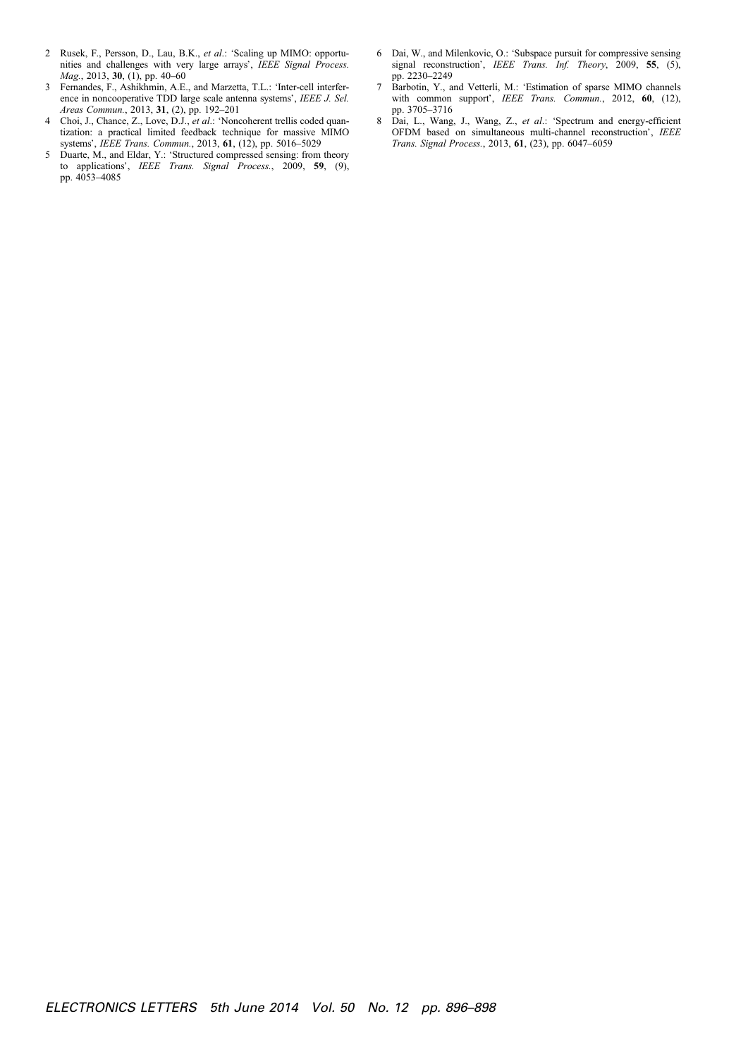2 Rusek, F., Persson, D., Lau, B.K., *et al*.: 'Scaling up MIMO: opportunities and challenges with very large arrays', *IEEE Signal Process. Mag.*, 2013, **30**, (1), pp. 40–60

3 Fernandes, F., Ashikhmin, A.E., and Marzetta, T.L.: 'Inter-cell interference in noncooperative TDD large scale antenna systems', *IEEE J. Sel. Areas Commun.*, 2013, **31**, (2), pp. 192–201

4 Choi, J., Chance, Z., Love, D.J., *et al*.: 'Noncoherent trellis coded quantization: a practical limited feedback technique for massive MIMO systems', *IEEE Trans. Commun.*, 2013, **61**, (12), pp. 5016–5029

5 Duarte, M., and Eldar, Y.: 'Structured compressed sensing: from theory to applications', *IEEE Trans. Signal Process.*, 2009, **59**, (9), pp. 4053–4085

6 Dai, W., and Milenkovic, O.: 'Subspace pursuit for compressive sensing signal reconstruction', *IEEE Trans. Inf. Theory*, 2009, **55**, (5), pp. 2230–2249

7 Barbotin, Y., and Vetterli, M.: 'Estimation of sparse MIMO channels with common support', *IEEE Trans. Commun.*, 2012, **60**, (12), pp. 3705–3716

8 Dai, L., Wang, J., Wang, Z., *et al*.: 'Spectrum and energy-efficient OFDM based on simultaneous multi-channel reconstruction', *IEEE Trans. Signal Process.*, 2013, **61**, (23), pp. 6047–6059